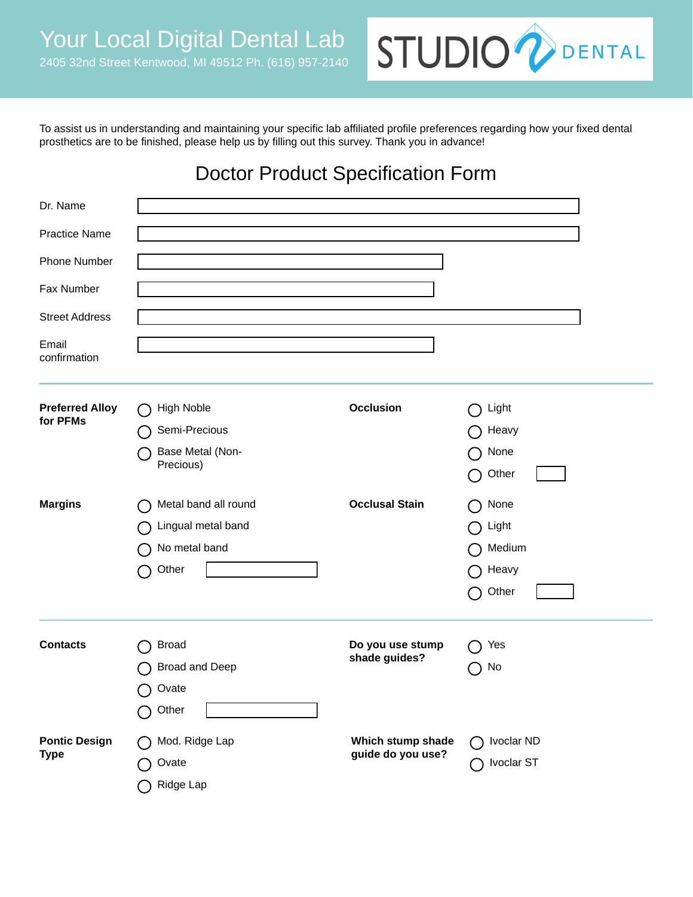# Your Local Digital Dental Lab

2405 32nd Street Kentwood, MI 49512 Ph. (616) 957-2140

STUDIO DENTAL

To assist us in understanding and maintaining your specific lab affiliated profile preferences regarding how your fixed dental prosthetics are to be finished, please help us by filling out this survey. Thank you in advance!

## Doctor Product Specification Form

Dr. Name

Practice Name

Phone Number

Fax Number

Street Address

Email confirmation

---

**Preferred Alloy for PFMs**
- ◯ High Noble
- ◯ Semi-Precious
- ◯ Base Metal (Non-Precious)

**Occlusion**
- ◯ Light
- ◯ Heavy
- ◯ None
- ◯ Other

**Margins**
- ◯ Metal band all round
- ◯ Lingual metal band
- ◯ No metal band
- ◯ Other

**Occlusal Stain**
- ◯ None
- ◯ Light
- ◯ Medium
- ◯ Heavy
- ◯ Other

---

**Contacts**
- ◯ Broad
- ◯ Broad and Deep
- ◯ Ovate
- ◯ Other

**Do you use stump shade guides?**
- ◯ Yes
- ◯ No

**Pontic Design Type**
- ◯ Mod. Ridge Lap
- ◯ Ovate
- ◯ Ridge Lap

**Which stump shade guide do you use?**
- ◯ Ivoclar ND
- ◯ Ivoclar ST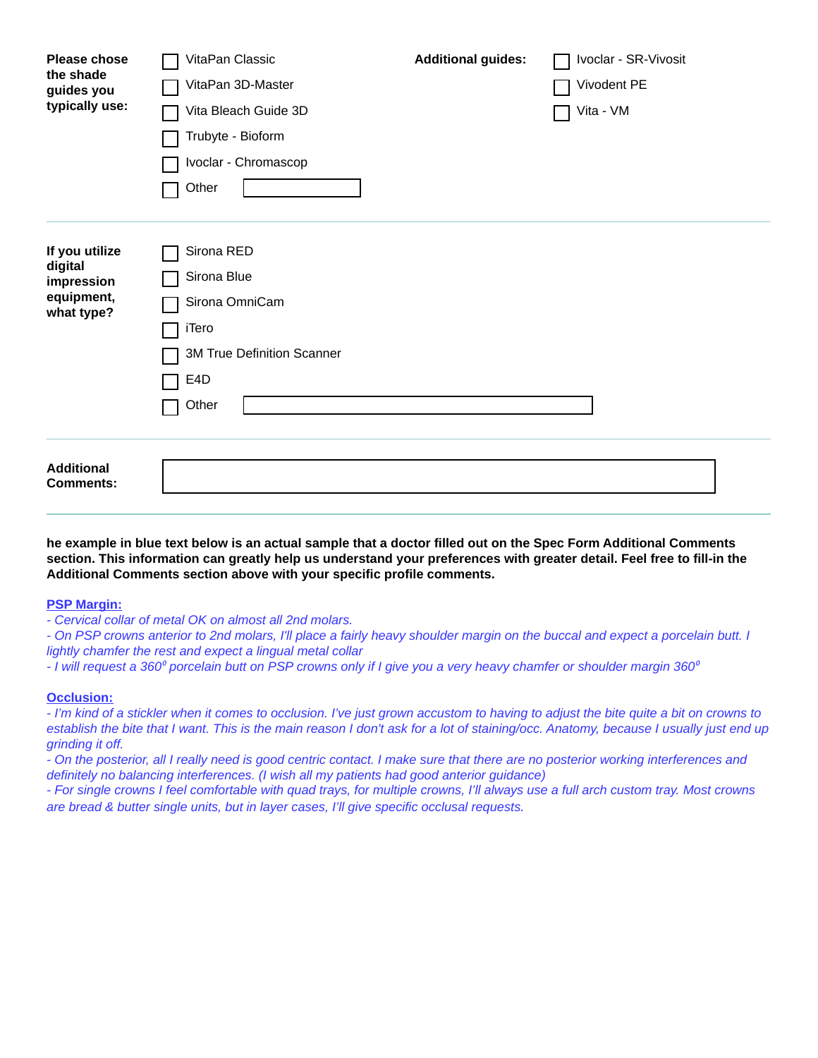**Please chose the shade guides you typically use:**

- ☐ VitaPan Classic
- ☐ VitaPan 3D-Master
- ☐ Vita Bleach Guide 3D
- ☐ Trubyte - Bioform
- ☐ Ivoclar - Chromascop
- ☐ Other

**Additional guides:**

- ☐ Ivoclar - SR-Vivosit
- ☐ Vivodent PE
- ☐ Vita - VM

---

**If you utilize digital impression equipment, what type?**

- ☐ Sirona RED
- ☐ Sirona Blue
- ☐ Sirona OmniCam
- ☐ iTero
- ☐ 3M True Definition Scanner
- ☐ E4D
- ☐ Other

---

**Additional Comments:**

---

**he example in blue text below is an actual sample that a doctor filled out on the Spec Form Additional Comments section. This information can greatly help us understand your preferences with greater detail. Feel free to fill-in the Additional Comments section above with your specific profile comments.**

**PSP Margin:**

*- Cervical collar of metal OK on almost all 2nd molars.*
*- On PSP crowns anterior to 2nd molars, I'll place a fairly heavy shoulder margin on the buccal and expect a porcelain butt. I lightly chamfer the rest and expect a lingual metal collar*
*- I will request a 360⁰ porcelain butt on PSP crowns only if I give you a very heavy chamfer or shoulder margin 360⁰*

**Occlusion:**

*- I'm kind of a stickler when it comes to occlusion. I've just grown accustom to having to adjust the bite quite a bit on crowns to establish the bite that I want. This is the main reason I don't ask for a lot of staining/occ. Anatomy, because I usually just end up grinding it off.*
*- On the posterior, all I really need is good centric contact. I make sure that there are no posterior working interferences and definitely no balancing interferences. (I wish all my patients had good anterior guidance)*
*- For single crowns I feel comfortable with quad trays, for multiple crowns, I'll always use a full arch custom tray. Most crowns are bread & butter single units, but in layer cases, I'll give specific occlusal requests.*